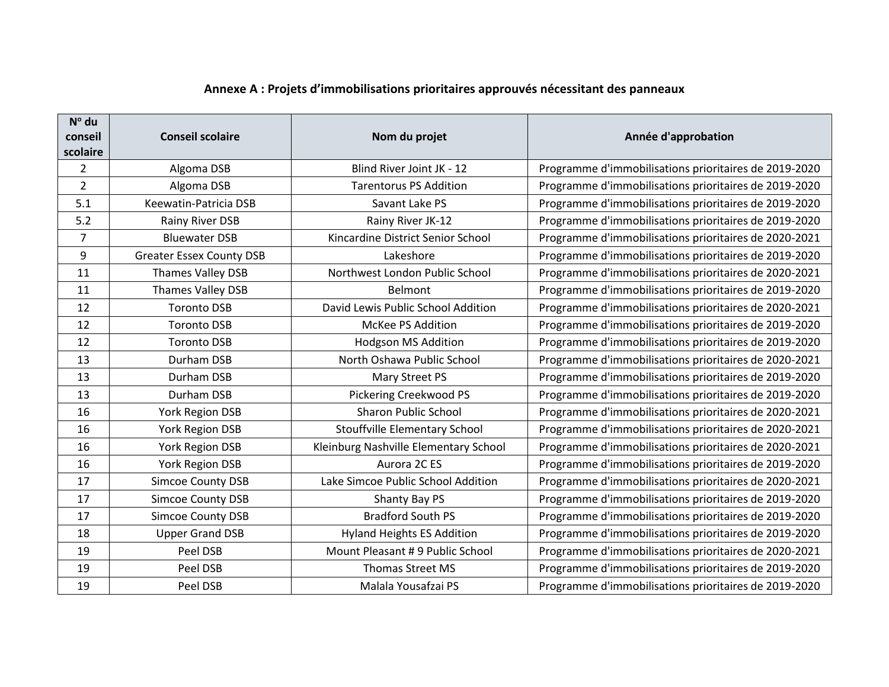## Annexe A : Projets d'immobilisations prioritaires approuvés nécessitant des panneaux

| Nº du conseil scolaire | Conseil scolaire | Nom du projet | Année d'approbation |
|---|---|---|---|
| 2 | Algoma DSB | Blind River Joint JK - 12 | Programme d'immobilisations prioritaires de 2019-2020 |
| 2 | Algoma DSB | Tarentorus PS Addition | Programme d'immobilisations prioritaires de 2019-2020 |
| 5.1 | Keewatin-Patricia DSB | Savant Lake PS | Programme d'immobilisations prioritaires de 2019-2020 |
| 5.2 | Rainy River DSB | Rainy River JK-12 | Programme d'immobilisations prioritaires de 2019-2020 |
| 7 | Bluewater DSB | Kincardine District Senior School | Programme d'immobilisations prioritaires de 2020-2021 |
| 9 | Greater Essex County DSB | Lakeshore | Programme d'immobilisations prioritaires de 2019-2020 |
| 11 | Thames Valley DSB | Northwest London Public School | Programme d'immobilisations prioritaires de 2020-2021 |
| 11 | Thames Valley DSB | Belmont | Programme d'immobilisations prioritaires de 2019-2020 |
| 12 | Toronto DSB | David Lewis Public School Addition | Programme d'immobilisations prioritaires de 2020-2021 |
| 12 | Toronto DSB | McKee PS Addition | Programme d'immobilisations prioritaires de 2019-2020 |
| 12 | Toronto DSB | Hodgson MS Addition | Programme d'immobilisations prioritaires de 2019-2020 |
| 13 | Durham DSB | North Oshawa Public School | Programme d'immobilisations prioritaires de 2020-2021 |
| 13 | Durham DSB | Mary Street PS | Programme d'immobilisations prioritaires de 2019-2020 |
| 13 | Durham DSB | Pickering Creekwood PS | Programme d'immobilisations prioritaires de 2019-2020 |
| 16 | York Region DSB | Sharon Public School | Programme d'immobilisations prioritaires de 2020-2021 |
| 16 | York Region DSB | Stouffville Elementary School | Programme d'immobilisations prioritaires de 2020-2021 |
| 16 | York Region DSB | Kleinburg Nashville Elementary School | Programme d'immobilisations prioritaires de 2020-2021 |
| 16 | York Region DSB | Aurora 2C ES | Programme d'immobilisations prioritaires de 2019-2020 |
| 17 | Simcoe County DSB | Lake Simcoe Public School Addition | Programme d'immobilisations prioritaires de 2020-2021 |
| 17 | Simcoe County DSB | Shanty Bay PS | Programme d'immobilisations prioritaires de 2019-2020 |
| 17 | Simcoe County DSB | Bradford South PS | Programme d'immobilisations prioritaires de 2019-2020 |
| 18 | Upper Grand DSB | Hyland Heights ES Addition | Programme d'immobilisations prioritaires de 2019-2020 |
| 19 | Peel DSB | Mount Pleasant # 9 Public School | Programme d'immobilisations prioritaires de 2020-2021 |
| 19 | Peel DSB | Thomas Street MS | Programme d'immobilisations prioritaires de 2019-2020 |
| 19 | Peel DSB | Malala Yousafzai PS | Programme d'immobilisations prioritaires de 2019-2020 |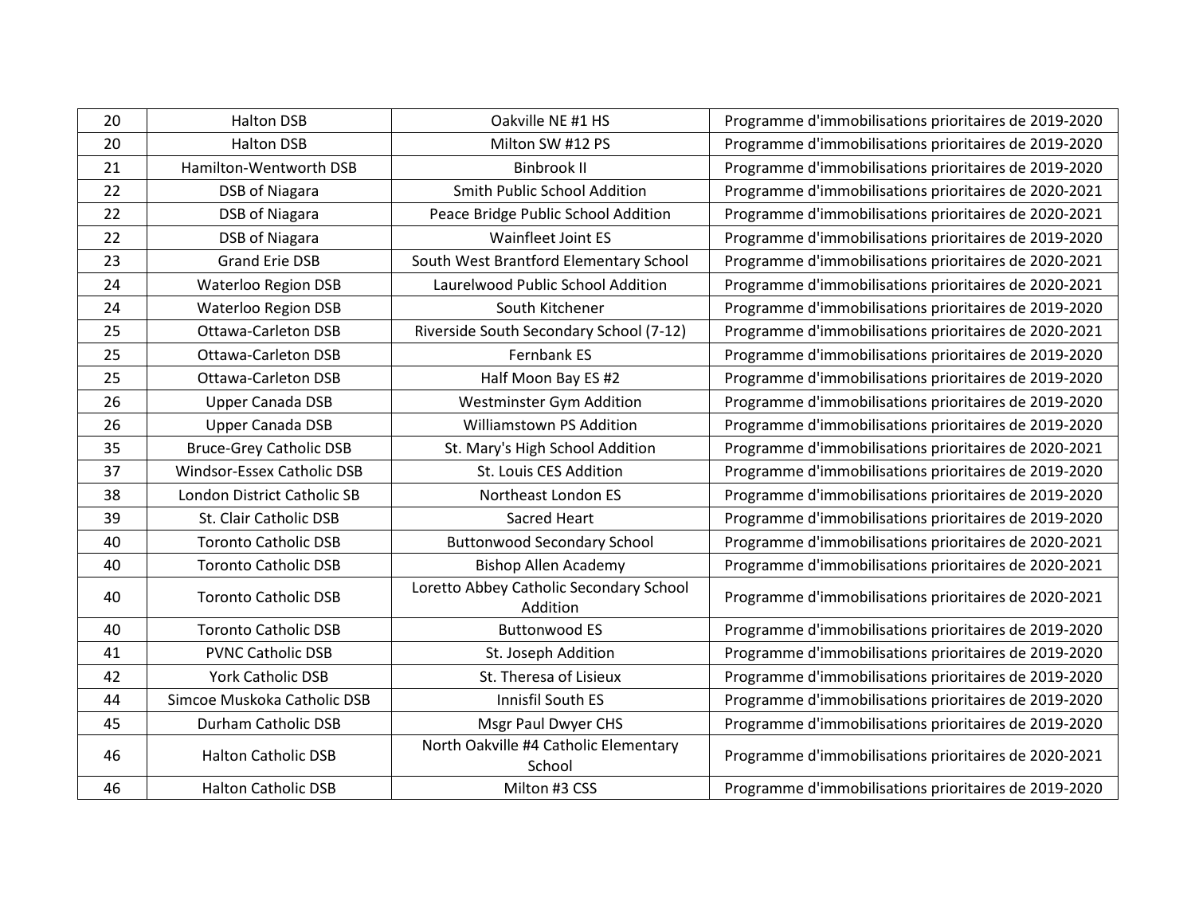| | | | |
|---|---|---|---|
| 20 | Halton DSB | Oakville NE #1 HS | Programme d'immobilisations prioritaires de 2019-2020 |
| 20 | Halton DSB | Milton SW #12 PS | Programme d'immobilisations prioritaires de 2019-2020 |
| 21 | Hamilton-Wentworth DSB | Binbrook II | Programme d'immobilisations prioritaires de 2019-2020 |
| 22 | DSB of Niagara | Smith Public School Addition | Programme d'immobilisations prioritaires de 2020-2021 |
| 22 | DSB of Niagara | Peace Bridge Public School Addition | Programme d'immobilisations prioritaires de 2020-2021 |
| 22 | DSB of Niagara | Wainfleet Joint ES | Programme d'immobilisations prioritaires de 2019-2020 |
| 23 | Grand Erie DSB | South West Brantford Elementary School | Programme d'immobilisations prioritaires de 2020-2021 |
| 24 | Waterloo Region DSB | Laurelwood Public School Addition | Programme d'immobilisations prioritaires de 2020-2021 |
| 24 | Waterloo Region DSB | South Kitchener | Programme d'immobilisations prioritaires de 2019-2020 |
| 25 | Ottawa-Carleton DSB | Riverside South Secondary School (7-12) | Programme d'immobilisations prioritaires de 2020-2021 |
| 25 | Ottawa-Carleton DSB | Fernbank ES | Programme d'immobilisations prioritaires de 2019-2020 |
| 25 | Ottawa-Carleton DSB | Half Moon Bay ES #2 | Programme d'immobilisations prioritaires de 2019-2020 |
| 26 | Upper Canada DSB | Westminster Gym Addition | Programme d'immobilisations prioritaires de 2019-2020 |
| 26 | Upper Canada DSB | Williamstown PS Addition | Programme d'immobilisations prioritaires de 2019-2020 |
| 35 | Bruce-Grey Catholic DSB | St. Mary's High School Addition | Programme d'immobilisations prioritaires de 2020-2021 |
| 37 | Windsor-Essex Catholic DSB | St. Louis CES Addition | Programme d'immobilisations prioritaires de 2019-2020 |
| 38 | London District Catholic SB | Northeast London ES | Programme d'immobilisations prioritaires de 2019-2020 |
| 39 | St. Clair Catholic DSB | Sacred Heart | Programme d'immobilisations prioritaires de 2019-2020 |
| 40 | Toronto Catholic DSB | Buttonwood Secondary School | Programme d'immobilisations prioritaires de 2020-2021 |
| 40 | Toronto Catholic DSB | Bishop Allen Academy | Programme d'immobilisations prioritaires de 2020-2021 |
| 40 | Toronto Catholic DSB | Loretto Abbey Catholic Secondary School Addition | Programme d'immobilisations prioritaires de 2020-2021 |
| 40 | Toronto Catholic DSB | Buttonwood ES | Programme d'immobilisations prioritaires de 2019-2020 |
| 41 | PVNC Catholic DSB | St. Joseph Addition | Programme d'immobilisations prioritaires de 2019-2020 |
| 42 | York Catholic DSB | St. Theresa of Lisieux | Programme d'immobilisations prioritaires de 2019-2020 |
| 44 | Simcoe Muskoka Catholic DSB | Innisfil South ES | Programme d'immobilisations prioritaires de 2019-2020 |
| 45 | Durham Catholic DSB | Msgr Paul Dwyer CHS | Programme d'immobilisations prioritaires de 2019-2020 |
| 46 | Halton Catholic DSB | North Oakville #4 Catholic Elementary School | Programme d'immobilisations prioritaires de 2020-2021 |
| 46 | Halton Catholic DSB | Milton #3 CSS | Programme d'immobilisations prioritaires de 2019-2020 |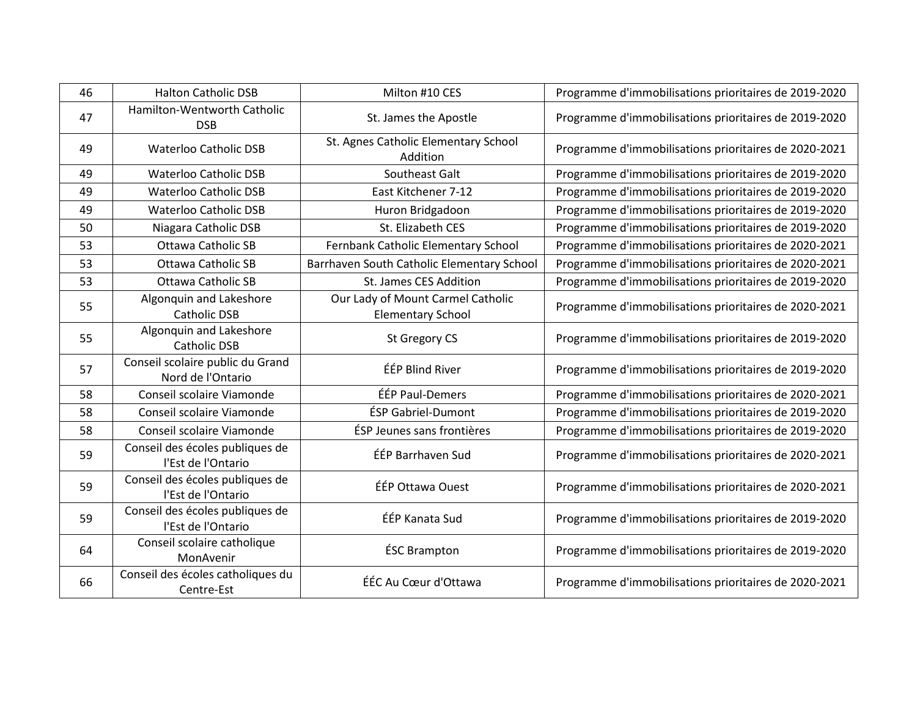| | | | |
|---|---|---|---|
| 46 | Halton Catholic DSB | Milton #10 CES | Programme d'immobilisations prioritaires de 2019-2020 |
| 47 | Hamilton-Wentworth Catholic DSB | St. James the Apostle | Programme d'immobilisations prioritaires de 2019-2020 |
| 49 | Waterloo Catholic DSB | St. Agnes Catholic Elementary School Addition | Programme d'immobilisations prioritaires de 2020-2021 |
| 49 | Waterloo Catholic DSB | Southeast Galt | Programme d'immobilisations prioritaires de 2019-2020 |
| 49 | Waterloo Catholic DSB | East Kitchener 7-12 | Programme d'immobilisations prioritaires de 2019-2020 |
| 49 | Waterloo Catholic DSB | Huron Bridgadoon | Programme d'immobilisations prioritaires de 2019-2020 |
| 50 | Niagara Catholic DSB | St. Elizabeth CES | Programme d'immobilisations prioritaires de 2019-2020 |
| 53 | Ottawa Catholic SB | Fernbank Catholic Elementary School | Programme d'immobilisations prioritaires de 2020-2021 |
| 53 | Ottawa Catholic SB | Barrhaven South Catholic Elementary School | Programme d'immobilisations prioritaires de 2020-2021 |
| 53 | Ottawa Catholic SB | St. James CES Addition | Programme d'immobilisations prioritaires de 2019-2020 |
| 55 | Algonquin and Lakeshore Catholic DSB | Our Lady of Mount Carmel Catholic Elementary School | Programme d'immobilisations prioritaires de 2020-2021 |
| 55 | Algonquin and Lakeshore Catholic DSB | St Gregory CS | Programme d'immobilisations prioritaires de 2019-2020 |
| 57 | Conseil scolaire public du Grand Nord de l'Ontario | ÉÉP Blind River | Programme d'immobilisations prioritaires de 2019-2020 |
| 58 | Conseil scolaire Viamonde | ÉÉP Paul-Demers | Programme d'immobilisations prioritaires de 2020-2021 |
| 58 | Conseil scolaire Viamonde | ÉSP Gabriel-Dumont | Programme d'immobilisations prioritaires de 2019-2020 |
| 58 | Conseil scolaire Viamonde | ÉSP Jeunes sans frontières | Programme d'immobilisations prioritaires de 2019-2020 |
| 59 | Conseil des écoles publiques de l'Est de l'Ontario | ÉÉP Barrhaven Sud | Programme d'immobilisations prioritaires de 2020-2021 |
| 59 | Conseil des écoles publiques de l'Est de l'Ontario | ÉÉP Ottawa Ouest | Programme d'immobilisations prioritaires de 2020-2021 |
| 59 | Conseil des écoles publiques de l'Est de l'Ontario | ÉÉP Kanata Sud | Programme d'immobilisations prioritaires de 2019-2020 |
| 64 | Conseil scolaire catholique MonAvenir | ÉSC Brampton | Programme d'immobilisations prioritaires de 2019-2020 |
| 66 | Conseil des écoles catholiques du Centre-Est | ÉÉC Au Cœur d'Ottawa | Programme d'immobilisations prioritaires de 2020-2021 |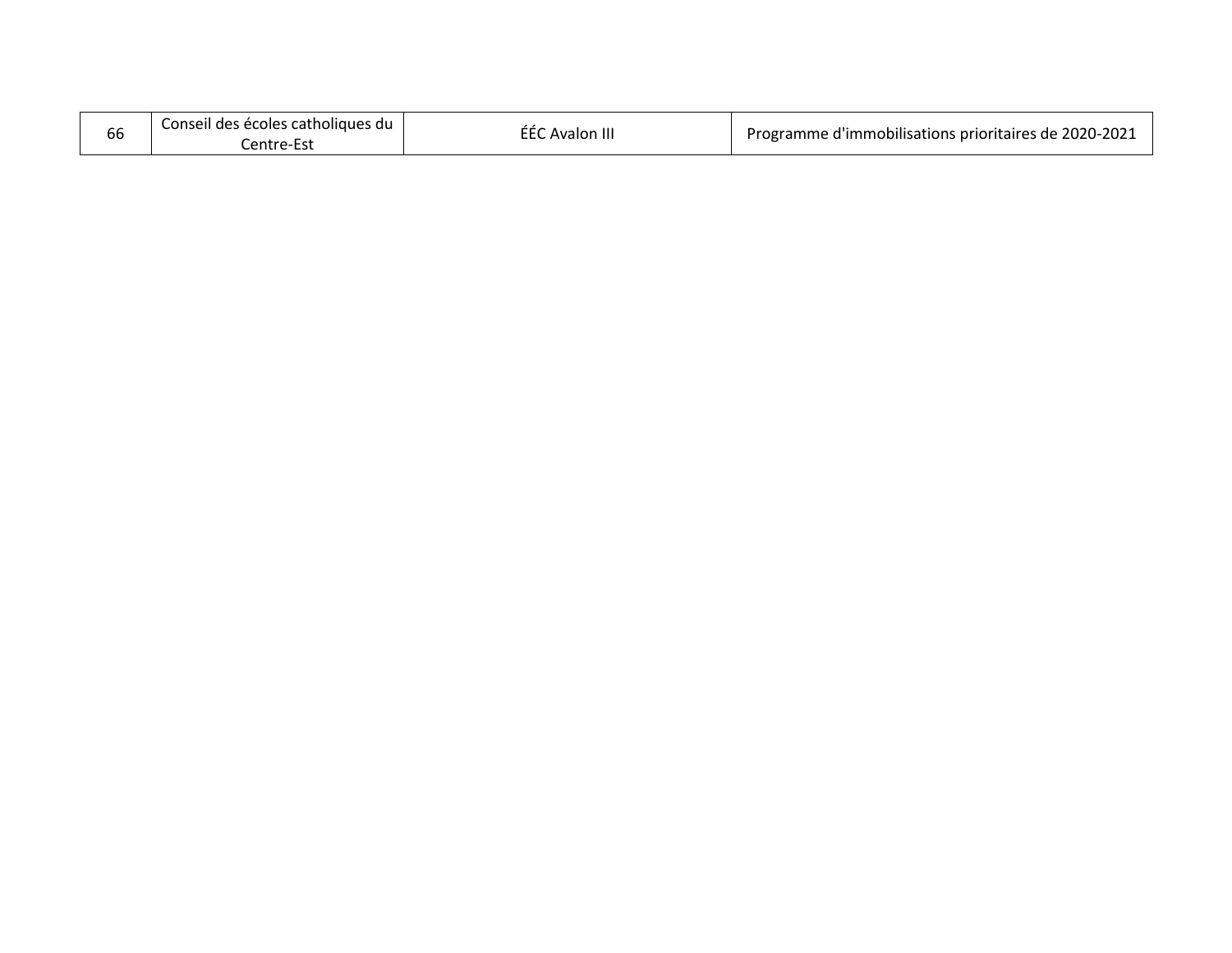| | | | |
|---|---|---|---|
| 66 | Conseil des écoles catholiques du Centre-Est | ÉÉC Avalon III | Programme d'immobilisations prioritaires de 2020-2021 |